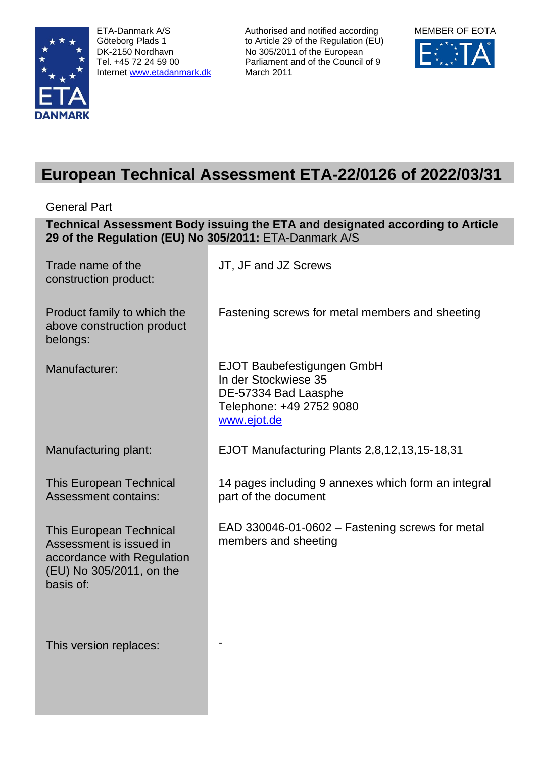ETA-Danmark A/S
Göteborg Plads 1
DK-2150 Nordhavn
Tel. +45 72 24 59 00
Internet www.etadanmark.dk

Authorised and notified according to Article 29 of the Regulation (EU) No 305/2011 of the European Parliament and of the Council of 9 March 2011

MEMBER OF EOTA

# European Technical Assessment ETA-22/0126 of 2022/03/31

General Part

**Technical Assessment Body issuing the ETA and designated according to Article 29 of the Regulation (EU) No 305/2011:** ETA-Danmark A/S

| | |
|---|---|
| Trade name of the construction product: | JT, JF and JZ Screws |
| Product family to which the above construction product belongs: | Fastening screws for metal members and sheeting |
| Manufacturer: | EJOT Baubefestigungen GmbH<br>In der Stockwiese 35<br>DE-57334 Bad Laasphe<br>Telephone: +49 2752 9080<br>www.ejot.de |
| Manufacturing plant: | EJOT Manufacturing Plants 2,8,12,13,15-18,31 |
| This European Technical Assessment contains: | 14 pages including 9 annexes which form an integral part of the document |
| This European Technical Assessment is issued in accordance with Regulation (EU) No 305/2011, on the basis of: | EAD 330046-01-0602 – Fastening screws for metal members and sheeting |
| This version replaces: | - |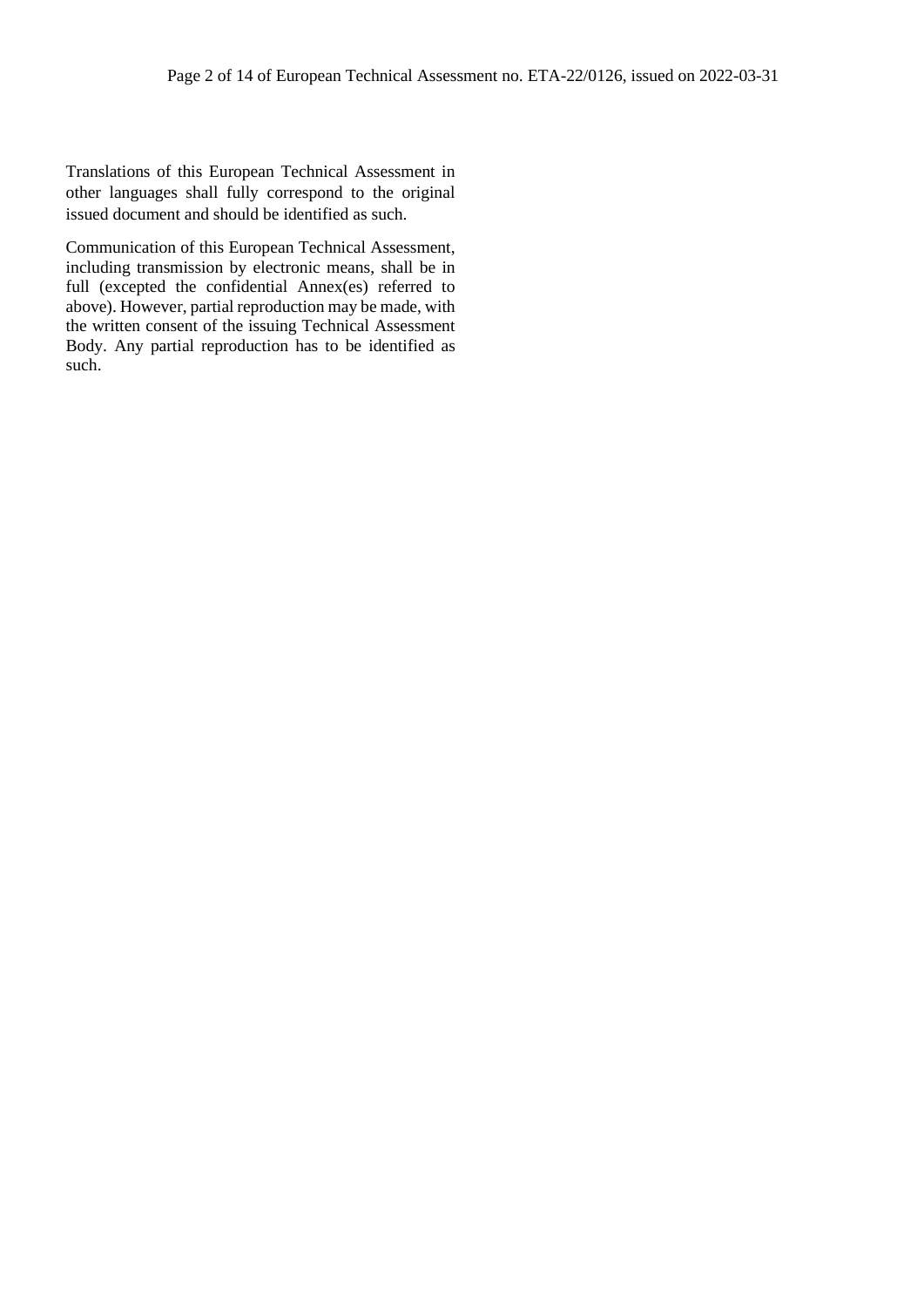Translations of this European Technical Assessment in other languages shall fully correspond to the original issued document and should be identified as such.

Communication of this European Technical Assessment, including transmission by electronic means, shall be in full (excepted the confidential Annex(es) referred to above). However, partial reproduction may be made, with the written consent of the issuing Technical Assessment Body. Any partial reproduction has to be identified as such.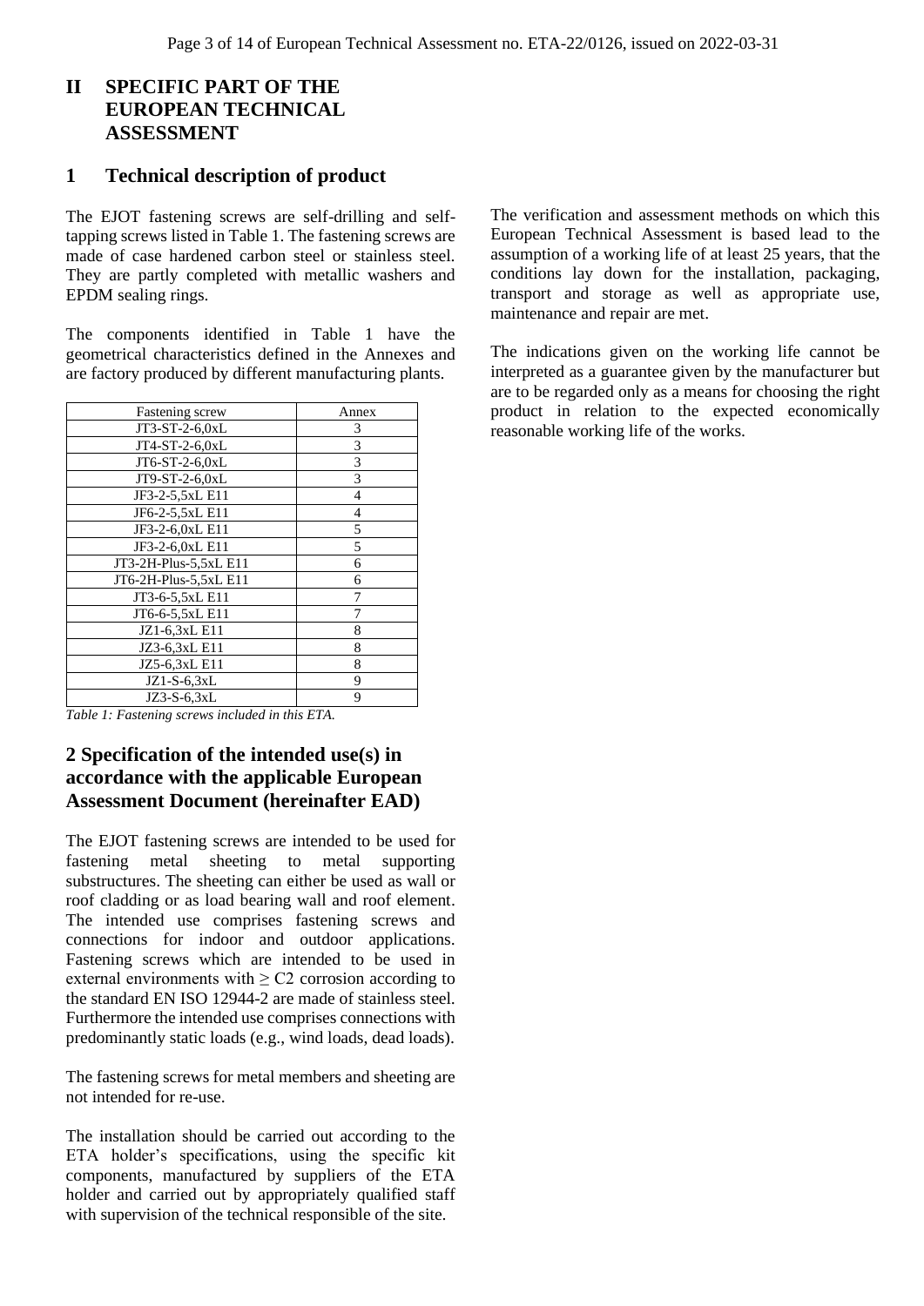# II SPECIFIC PART OF THE EUROPEAN TECHNICAL ASSESSMENT

## 1 Technical description of product

The EJOT fastening screws are self-drilling and self-tapping screws listed in Table 1. The fastening screws are made of case hardened carbon steel or stainless steel. They are partly completed with metallic washers and EPDM sealing rings.

The components identified in Table 1 have the geometrical characteristics defined in the Annexes and are factory produced by different manufacturing plants.

| Fastening screw | Annex |
|---|---|
| JT3-ST-2-6,0xL | 3 |
| JT4-ST-2-6,0xL | 3 |
| JT6-ST-2-6,0xL | 3 |
| JT9-ST-2-6,0xL | 3 |
| JF3-2-5,5xL E11 | 4 |
| JF6-2-5,5xL E11 | 4 |
| JF3-2-6,0xL E11 | 5 |
| JF3-2-6,0xL E11 | 5 |
| JT3-2H-Plus-5,5xL E11 | 6 |
| JT6-2H-Plus-5,5xL E11 | 6 |
| JT3-6-5,5xL E11 | 7 |
| JT6-6-5,5xL E11 | 7 |
| JZ1-6,3xL E11 | 8 |
| JZ3-6,3xL E11 | 8 |
| JZ5-6,3xL E11 | 8 |
| JZ1-S-6,3xL | 9 |
| JZ3-S-6,3xL | 9 |

*Table 1: Fastening screws included in this ETA.*

## 2 Specification of the intended use(s) in accordance with the applicable European Assessment Document (hereinafter EAD)

The EJOT fastening screws are intended to be used for fastening metal sheeting to metal supporting substructures. The sheeting can either be used as wall or roof cladding or as load bearing wall and roof element. The intended use comprises fastening screws and connections for indoor and outdoor applications. Fastening screws which are intended to be used in external environments with $\geq$ C2 corrosion according to the standard EN ISO 12944-2 are made of stainless steel. Furthermore the intended use comprises connections with predominantly static loads (e.g., wind loads, dead loads).

The fastening screws for metal members and sheeting are not intended for re-use.

The installation should be carried out according to the ETA holder's specifications, using the specific kit components, manufactured by suppliers of the ETA holder and carried out by appropriately qualified staff with supervision of the technical responsible of the site.

The verification and assessment methods on which this European Technical Assessment is based lead to the assumption of a working life of at least 25 years, that the conditions lay down for the installation, packaging, transport and storage as well as appropriate use, maintenance and repair are met.

The indications given on the working life cannot be interpreted as a guarantee given by the manufacturer but are to be regarded only as a means for choosing the right product in relation to the expected economically reasonable working life of the works.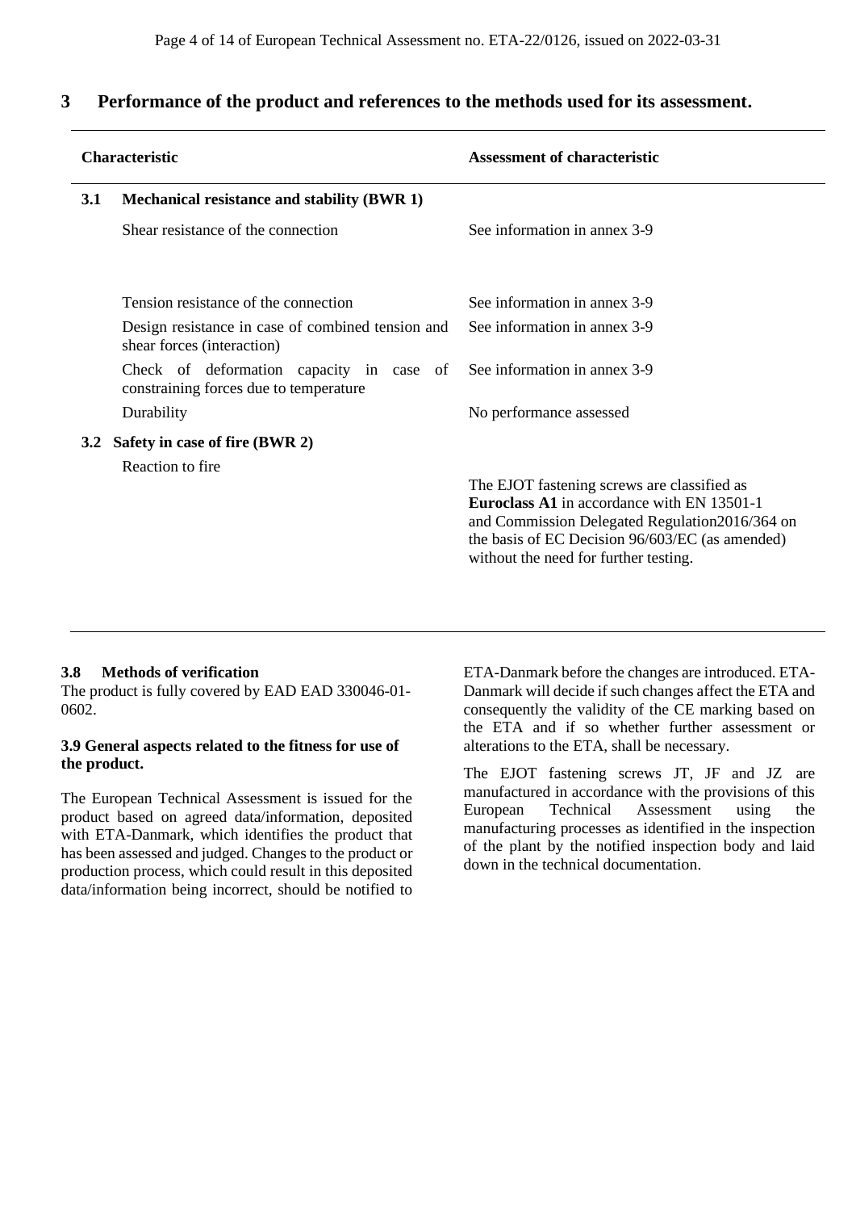## 3 Performance of the product and references to the methods used for its assessment.

| Characteristic | Assessment of characteristic |
|---|---|
| **3.1 Mechanical resistance and stability (BWR 1)** | |
| Shear resistance of the connection | See information in annex 3-9 |
| Tension resistance of the connection | See information in annex 3-9 |
| Design resistance in case of combined tension and shear forces (interaction) | See information in annex 3-9 |
| Check of deformation capacity in case of constraining forces due to temperature | See information in annex 3-9 |
| Durability | No performance assessed |
| **3.2 Safety in case of fire (BWR 2)** | |
| Reaction to fire | The EJOT fastening screws are classified as **Euroclass A1** in accordance with EN 13501-1 and Commission Delegated Regulation2016/364 on the basis of EC Decision 96/603/EC (as amended) without the need for further testing. |

### 3.8 Methods of verification

The product is fully covered by EAD EAD 330046-01-0602.

### 3.9 General aspects related to the fitness for use of the product.

The European Technical Assessment is issued for the product based on agreed data/information, deposited with ETA-Danmark, which identifies the product that has been assessed and judged. Changes to the product or production process, which could result in this deposited data/information being incorrect, should be notified to ETA-Danmark before the changes are introduced. ETA-Danmark will decide if such changes affect the ETA and consequently the validity of the CE marking based on the ETA and if so whether further assessment or alterations to the ETA, shall be necessary.

The EJOT fastening screws JT, JF and JZ are manufactured in accordance with the provisions of this European Technical Assessment using the manufacturing processes as identified in the inspection of the plant by the notified inspection body and laid down in the technical documentation.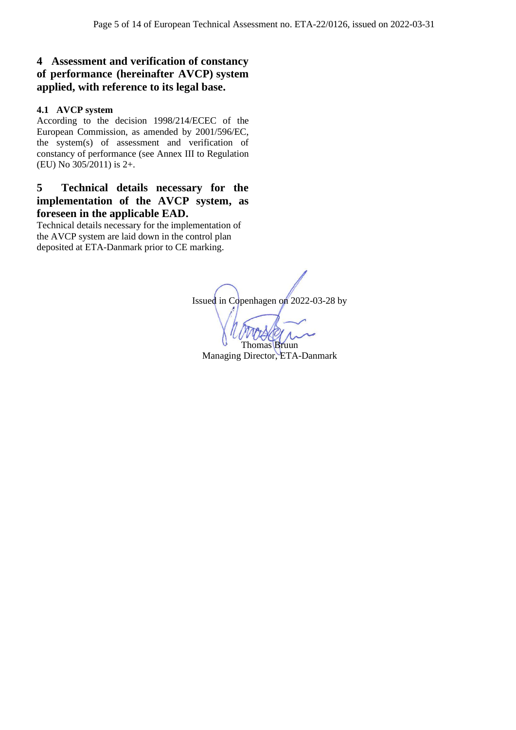## 4 Assessment and verification of constancy of performance (hereinafter AVCP) system applied, with reference to its legal base.

### 4.1 AVCP system

According to the decision 1998/214/ECEC of the European Commission, as amended by 2001/596/EC, the system(s) of assessment and verification of constancy of performance (see Annex III to Regulation (EU) No 305/2011) is 2+.

## 5 Technical details necessary for the implementation of the AVCP system, as foreseen in the applicable EAD.

Technical details necessary for the implementation of the AVCP system are laid down in the control plan deposited at ETA-Danmark prior to CE marking.

Issued in Copenhagen on 2022-03-28 by

Thomas Bruun
Managing Director, ETA-Danmark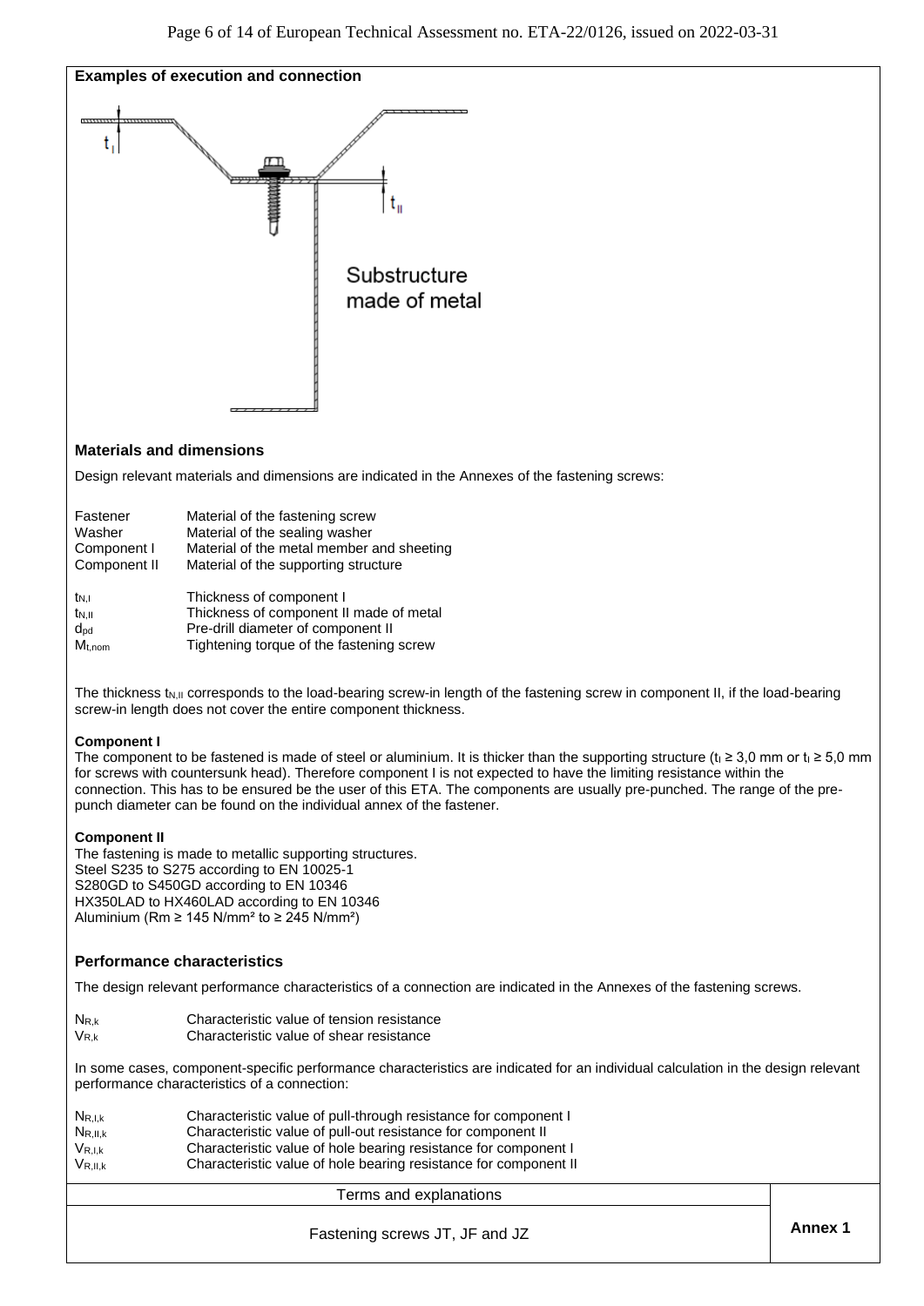**Examples of execution and connection**

$t_I$

$t_{II}$

Substructure made of metal

## Materials and dimensions

Design relevant materials and dimensions are indicated in the Annexes of the fastening screws:

| | |
|---|---|
| Fastener | Material of the fastening screw |
| Washer | Material of the sealing washer |
| Component I | Material of the metal member and sheeting |
| Component II | Material of the supporting structure |

| | |
|---|---|
| $t_{N,I}$ | Thickness of component I |
| $t_{N,II}$ | Thickness of component II made of metal |
| $d_{pd}$ | Pre-drill diameter of component II |
| $M_{t,nom}$ | Tightening torque of the fastening screw |

The thickness $t_{N,II}$ corresponds to the load-bearing screw-in length of the fastening screw in component II, if the load-bearing screw-in length does not cover the entire component thickness.

**Component I**

The component to be fastened is made of steel or aluminium. It is thicker than the supporting structure ($t_I \geq 3{,}0$ mm or $t_I \geq 5{,}0$ mm for screws with countersunk head). Therefore component I is not expected to have the limiting resistance within the connection. This has to be ensured be the user of this ETA. The components are usually pre-punched. The range of the pre-punch diameter can be found on the individual annex of the fastener.

**Component II**

The fastening is made to metallic supporting structures.
Steel S235 to S275 according to EN 10025-1
S280GD to S450GD according to EN 10346
HX350LAD to HX460LAD according to EN 10346
Aluminium (Rm ≥ 145 N/mm² to ≥ 245 N/mm²)

## Performance characteristics

The design relevant performance characteristics of a connection are indicated in the Annexes of the fastening screws.

| | |
|---|---|
| $N_{R,k}$ | Characteristic value of tension resistance |
| $V_{R,k}$ | Characteristic value of shear resistance |

In some cases, component-specific performance characteristics are indicated for an individual calculation in the design relevant performance characteristics of a connection:

| | |
|---|---|
| $N_{R,I,k}$ | Characteristic value of pull-through resistance for component I |
| $N_{R,II,k}$ | Characteristic value of pull-out resistance for component II |
| $V_{R,I,k}$ | Characteristic value of hole bearing resistance for component I |
| $V_{R,II,k}$ | Characteristic value of hole bearing resistance for component II |

| Terms and explanations | |
|---|---|
| Fastening screws JT, JF and JZ | **Annex 1** |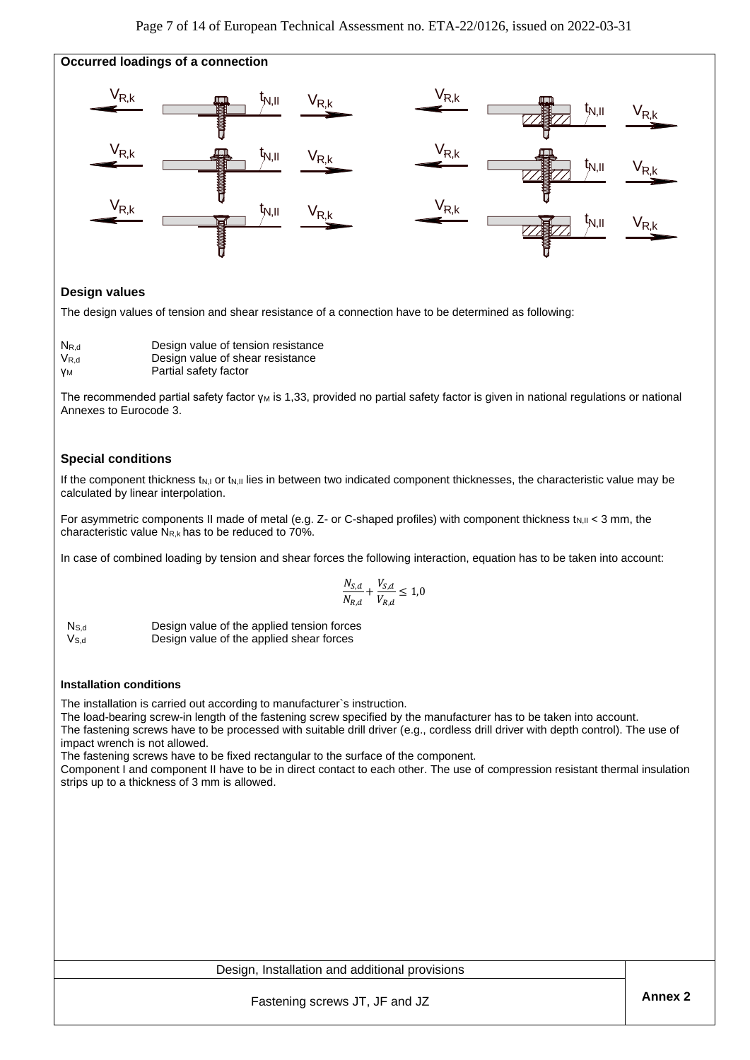**Occurred loadings of a connection**

$V_{R,k}$ $t_{N,II}$ $V_{R,k}$ $V_{R,k}$ $t_{N,II}$ $V_{R,k}$

$V_{R,k}$ $t_{N,II}$ $V_{R,k}$ $V_{R,k}$ $t_{N,II}$ $V_{R,k}$

$V_{R,k}$ $t_{N,II}$ $V_{R,k}$ $V_{R,k}$ $t_{N,II}$ $V_{R,k}$

## Design values

The design values of tension and shear resistance of a connection have to be determined as following:

| | |
|---|---|
| $N_{R,d}$ | Design value of tension resistance |
| $V_{R,d}$ | Design value of shear resistance |
| $\gamma_M$ | Partial safety factor |

The recommended partial safety factor $\gamma_M$ is 1,33, provided no partial safety factor is given in national regulations or national Annexes to Eurocode 3.

## Special conditions

If the component thickness $t_{N,I}$ or $t_{N,II}$ lies in between two indicated component thicknesses, the characteristic value may be calculated by linear interpolation.

For asymmetric components II made of metal (e.g. Z- or C-shaped profiles) with component thickness $t_{N,II}$ < 3 mm, the characteristic value $N_{R,k}$ has to be reduced to 70%.

In case of combined loading by tension and shear forces the following interaction, equation has to be taken into account:

$$\frac{N_{S,d}}{N_{R,d}} + \frac{V_{S,d}}{V_{R,d}} \leq 1,0$$

| | |
|---|---|
| $N_{S,d}$ | Design value of the applied tension forces |
| $V_{S,d}$ | Design value of the applied shear forces |

### Installation conditions

The installation is carried out according to manufacturer`s instruction.
The load-bearing screw-in length of the fastening screw specified by the manufacturer has to be taken into account.
The fastening screws have to be processed with suitable drill driver (e.g., cordless drill driver with depth control). The use of impact wrench is not allowed.
The fastening screws have to be fixed rectangular to the surface of the component.
Component I and component II have to be in direct contact to each other. The use of compression resistant thermal insulation strips up to a thickness of 3 mm is allowed.

| Design, Installation and additional provisions | Annex 2 |
|---|---|
| Fastening screws JT, JF and JZ | |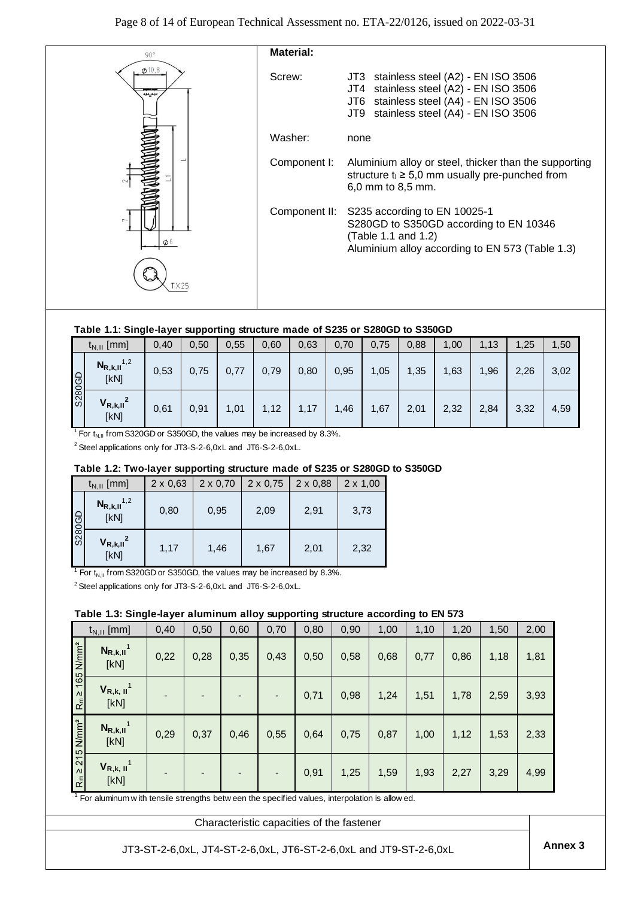**Material:**

| | |
|---|---|
| Screw: | JT3 stainless steel (A2) - EN ISO 3506<br>JT4 stainless steel (A2) - EN ISO 3506<br>JT6 stainless steel (A4) - EN ISO 3506<br>JT9 stainless steel (A4) - EN ISO 3506 |
| Washer: | none |
| Component I: | Aluminium alloy or steel, thicker than the supporting structure $t_I \geq 5{,}0$ mm usually pre-punched from 6,0 mm to 8,5 mm. |
| Component II: | S235 according to EN 10025-1<br>S280GD to S350GD according to EN 10346 (Table 1.1 and 1.2)<br>Aluminium alloy according to EN 573 (Table 1.3) |

**Table 1.1: Single-layer supporting structure made of S235 or S280GD to S350GD**

| | $t_{N,II}$ [mm] | 0,40 | 0,50 | 0,55 | 0,60 | 0,63 | 0,70 | 0,75 | 0,88 | 1,00 | 1,13 | 1,25 | 1,50 |
|---|---|---|---|---|---|---|---|---|---|---|---|---|---|
| S280GD | $N_{R,k,II}$ [1,2] [kN] | 0,53 | 0,75 | 0,77 | 0,79 | 0,80 | 0,95 | 1,05 | 1,35 | 1,63 | 1,96 | 2,26 | 3,02 |
| | $V_{R,k,II}$ [2] [kN] | 0,61 | 0,91 | 1,01 | 1,12 | 1,17 | 1,46 | 1,67 | 2,01 | 2,32 | 2,84 | 3,32 | 4,59 |

[1] For $t_{N,II}$ from S320GD or S350GD, the values may be increased by 8.3%.

[2] Steel applications only for JT3-S-2-6,0xL and JT6-S-2-6,0xL.

**Table 1.2: Two-layer supporting structure made of S235 or S280GD to S350GD**

| | $t_{N,II}$ [mm] | 2 x 0,63 | 2 x 0,70 | 2 x 0,75 | 2 x 0,88 | 2 x 1,00 |
|---|---|---|---|---|---|---|
| S280GD | $N_{R,k,II}$ [1,2] [kN] | 0,80 | 0,95 | 2,09 | 2,91 | 3,73 |
| | $V_{R,k,II}$ [2] [kN] | 1,17 | 1,46 | 1,67 | 2,01 | 2,32 |

[1] For $t_{N,II}$ from S320GD or S350GD, the values may be increased by 8.3%.

[2] Steel applications only for JT3-S-2-6,0xL and JT6-S-2-6,0xL.

**Table 1.3: Single-layer aluminum alloy supporting structure according to EN 573**

| | $t_{N,II}$ [mm] | 0,40 | 0,50 | 0,60 | 0,70 | 0,80 | 0,90 | 1,00 | 1,10 | 1,20 | 1,50 | 2,00 |
|---|---|---|---|---|---|---|---|---|---|---|---|---|
| $R_m \geq 165$ N/mm² | $N_{R,k,II}$ [1] [kN] | 0,22 | 0,28 | 0,35 | 0,43 | 0,50 | 0,58 | 0,68 | 0,77 | 0,86 | 1,18 | 1,81 |
| | $V_{R,k,II}$ [1] [kN] | - | - | - | - | 0,71 | 0,98 | 1,24 | 1,51 | 1,78 | 2,59 | 3,93 |
| $R_m \geq 215$ N/mm² | $N_{R,k,II}$ [1] [kN] | 0,29 | 0,37 | 0,46 | 0,55 | 0,64 | 0,75 | 0,87 | 1,00 | 1,12 | 1,53 | 2,33 |
| | $V_{R,k,II}$ [1] [kN] | - | - | - | - | 0,91 | 1,25 | 1,59 | 1,93 | 2,27 | 3,29 | 4,99 |

[1] For aluminum with tensile strengths between the specified values, interpolation is allowed.

Characteristic capacities of the fastener

JT3-ST-2-6,0xL, JT4-ST-2-6,0xL, JT6-ST-2-6,0xL and JT9-ST-2-6,0xL

**Annex 3**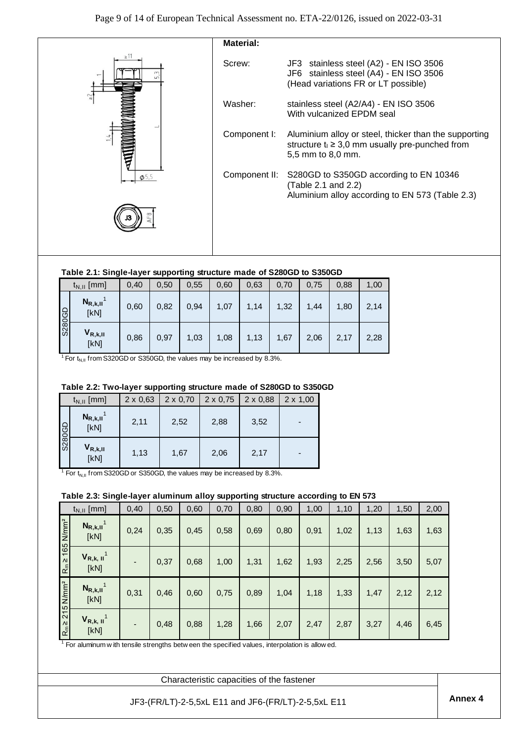**Material:**

| | |
|---|---|
| Screw: | JF3 stainless steel (A2) - EN ISO 3506<br>JF6 stainless steel (A4) - EN ISO 3506<br>(Head variations FR or LT possible) |
| Washer: | stainless steel (A2/A4) - EN ISO 3506<br>With vulcanized EPDM seal |
| Component I: | Aluminium alloy or steel, thicker than the supporting structure $t_I \geq 3,0$ mm usually pre-punched from 5,5 mm to 8,0 mm. |
| Component II: | S280GD to S350GD according to EN 10346<br>(Table 2.1 and 2.2)<br>Aluminium alloy according to EN 573 (Table 2.3) |

**Table 2.1: Single-layer supporting structure made of S280GD to S350GD**

| | $t_{N,II}$ [mm] | 0,40 | 0,50 | 0,55 | 0,60 | 0,63 | 0,70 | 0,75 | 0,88 | 1,00 |
|---|---|---|---|---|---|---|---|---|---|---|
| S280GD | $N_{R,k,II}$[1] [kN] | 0,60 | 0,82 | 0,94 | 1,07 | 1,14 | 1,32 | 1,44 | 1,80 | 2,14 |
| | $V_{R,k,II}$ [kN] | 0,86 | 0,97 | 1,03 | 1,08 | 1,13 | 1,67 | 2,06 | 2,17 | 2,28 |

[1] For $t_{N,II}$ from S320GD or S350GD, the values may be increased by 8.3%.

**Table 2.2: Two-layer supporting structure made of S280GD to S350GD**

| | $t_{N,II}$ [mm] | 2 x 0,63 | 2 x 0,70 | 2 x 0,75 | 2 x 0,88 | 2 x 1,00 |
|---|---|---|---|---|---|---|
| S280GD | $N_{R,k,II}$[1] [kN] | 2,11 | 2,52 | 2,88 | 3,52 | - |
| | $V_{R,k,II}$ [kN] | 1,13 | 1,67 | 2,06 | 2,17 | - |

[1] For $t_{N,II}$ from S320GD or S350GD, the values may be increased by 8.3%.

**Table 2.3: Single-layer aluminum alloy supporting structure according to EN 573**

| | $t_{N,II}$ [mm] | 0,40 | 0,50 | 0,60 | 0,70 | 0,80 | 0,90 | 1,00 | 1,10 | 1,20 | 1,50 | 2,00 |
|---|---|---|---|---|---|---|---|---|---|---|---|---|
| $R_m \geq 165$ N/mm² | $N_{R,k,II}$[1] [kN] | 0,24 | 0,35 | 0,45 | 0,58 | 0,69 | 0,80 | 0,91 | 1,02 | 1,13 | 1,63 | 1,63 |
| | $V_{R,k,II}$[1] [kN] | - | 0,37 | 0,68 | 1,00 | 1,31 | 1,62 | 1,93 | 2,25 | 2,56 | 3,50 | 5,07 |
| $R_m \geq 215$ N/mm² | $N_{R,k,II}$[1] [kN] | 0,31 | 0,46 | 0,60 | 0,75 | 0,89 | 1,04 | 1,18 | 1,33 | 1,47 | 2,12 | 2,12 |
| | $V_{R,k,II}$[1] [kN] | - | 0,48 | 0,88 | 1,28 | 1,66 | 2,07 | 2,47 | 2,87 | 3,27 | 4,46 | 6,45 |

[1] For aluminum with tensile strengths between the specified values, interpolation is allowed.

| Characteristic capacities of the fastener | |
|---|---|
| JF3-(FR/LT)-2-5,5xL E11 and JF6-(FR/LT)-2-5,5xL E11 | **Annex 4** |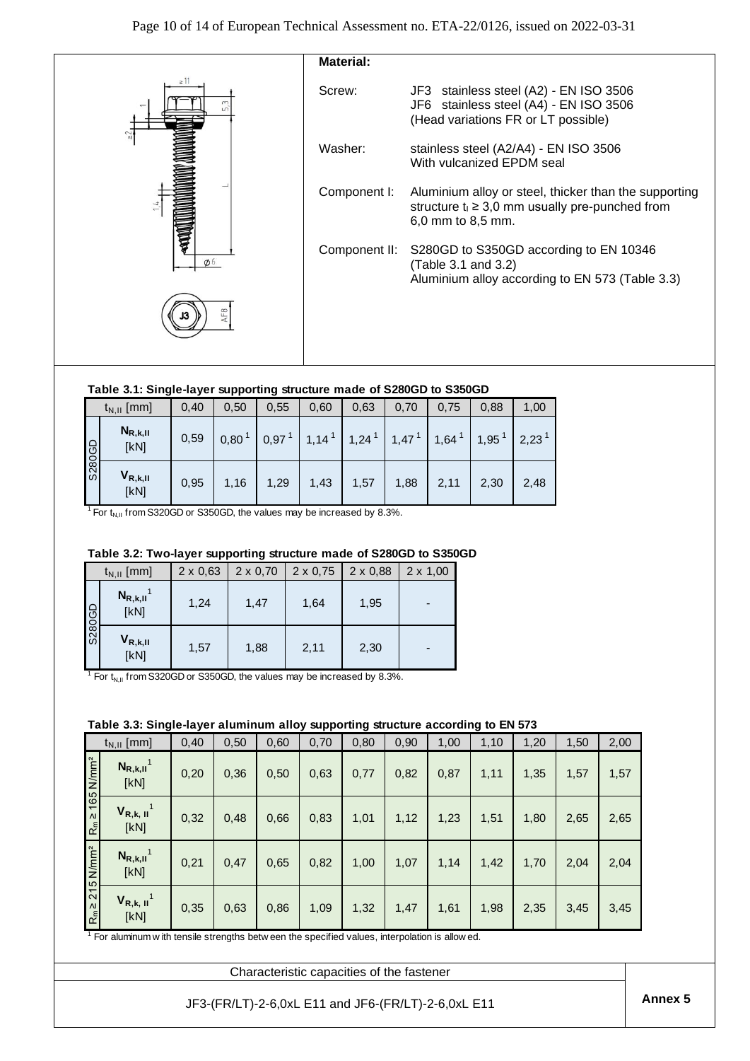**Material:**

| | |
|---|---|
| Screw: | JF3 stainless steel (A2) - EN ISO 3506<br>JF6 stainless steel (A4) - EN ISO 3506<br>(Head variations FR or LT possible) |
| Washer: | stainless steel (A2/A4) - EN ISO 3506<br>With vulcanized EPDM seal |
| Component I: | Aluminium alloy or steel, thicker than the supporting structure $t_I \geq 3{,}0$ mm usually pre-punched from 6,0 mm to 8,5 mm. |
| Component II: | S280GD to S350GD according to EN 10346 (Table 3.1 and 3.2)<br>Aluminium alloy according to EN 573 (Table 3.3) |

**Table 3.1: Single-layer supporting structure made of S280GD to S350GD**

| | $t_{N,II}$ [mm] | 0,40 | 0,50 | 0,55 | 0,60 | 0,63 | 0,70 | 0,75 | 0,88 | 1,00 |
|---|---|---|---|---|---|---|---|---|---|---|
| S280GD | $N_{R,k,II}$ [kN] | 0,59 | 0,80 [1] | 0,97 [1] | 1,14 [1] | 1,24 [1] | 1,47 [1] | 1,64 [1] | 1,95 [1] | 2,23 [1] |
| | $V_{R,k,II}$ [kN] | 0,95 | 1,16 | 1,29 | 1,43 | 1,57 | 1,88 | 2,11 | 2,30 | 2,48 |

[1] For $t_{N,II}$ from S320GD or S350GD, the values may be increased by 8.3%.

**Table 3.2: Two-layer supporting structure made of S280GD to S350GD**

| | $t_{N,II}$ [mm] | 2 x 0,63 | 2 x 0,70 | 2 x 0,75 | 2 x 0,88 | 2 x 1,00 |
|---|---|---|---|---|---|---|
| S280GD | $N_{R,k,II}$ [1] [kN] | 1,24 | 1,47 | 1,64 | 1,95 | - |
| | $V_{R,k,II}$ [kN] | 1,57 | 1,88 | 2,11 | 2,30 | - |

[1] For $t_{N,II}$ from S320GD or S350GD, the values may be increased by 8.3%.

**Table 3.3: Single-layer aluminum alloy supporting structure according to EN 573**

| | $t_{N,II}$ [mm] | 0,40 | 0,50 | 0,60 | 0,70 | 0,80 | 0,90 | 1,00 | 1,10 | 1,20 | 1,50 | 2,00 |
|---|---|---|---|---|---|---|---|---|---|---|---|---|
| $R_m \geq 165$ N/mm² | $N_{R,k,II}$ [1] [kN] | 0,20 | 0,36 | 0,50 | 0,63 | 0,77 | 0,82 | 0,87 | 1,11 | 1,35 | 1,57 | 1,57 |
| | $V_{R,k,II}$ [1] [kN] | 0,32 | 0,48 | 0,66 | 0,83 | 1,01 | 1,12 | 1,23 | 1,51 | 1,80 | 2,65 | 2,65 |
| $R_m \geq 215$ N/mm² | $N_{R,k,II}$ [1] [kN] | 0,21 | 0,47 | 0,65 | 0,82 | 1,00 | 1,07 | 1,14 | 1,42 | 1,70 | 2,04 | 2,04 |
| | $V_{R,k,II}$ [1] [kN] | 0,35 | 0,63 | 0,86 | 1,09 | 1,32 | 1,47 | 1,61 | 1,98 | 2,35 | 3,45 | 3,45 |

[1] For aluminum with tensile strengths between the specified values, interpolation is allowed.

Characteristic capacities of the fastener

JF3-(FR/LT)-2-6,0xL E11 and JF6-(FR/LT)-2-6,0xL E11

**Annex 5**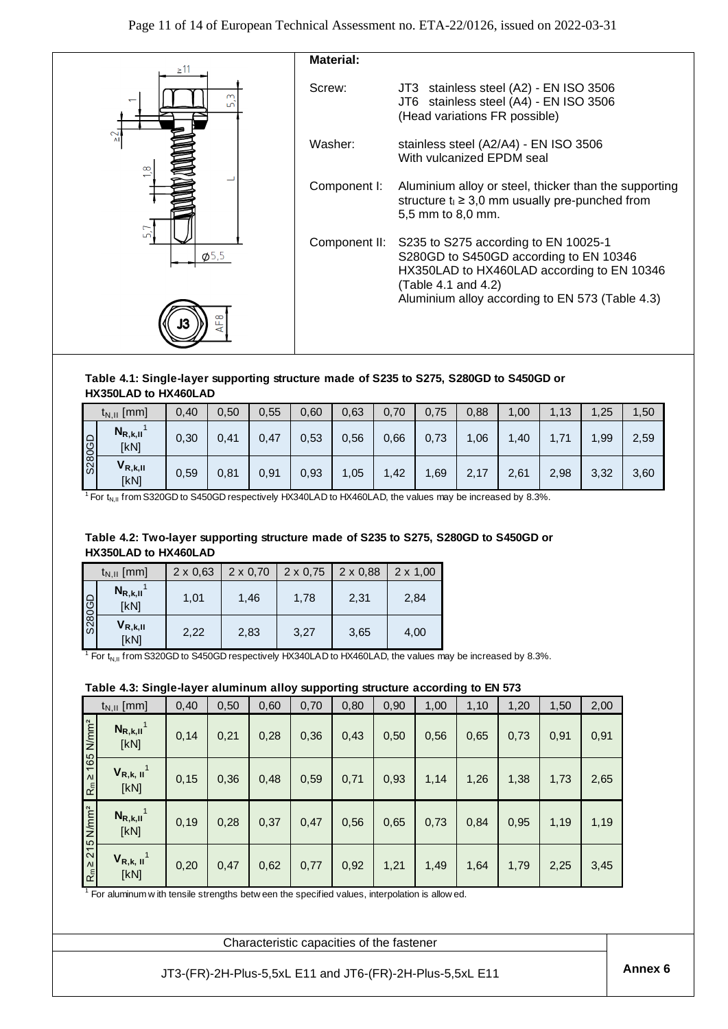**Material:**

| | |
|---|---|
| Screw: | JT3 stainless steel (A2) - EN ISO 3506<br>JT6 stainless steel (A4) - EN ISO 3506<br>(Head variations FR possible) |
| Washer: | stainless steel (A2/A4) - EN ISO 3506<br>With vulcanized EPDM seal |
| Component I: | Aluminium alloy or steel, thicker than the supporting structure $t_I \geq 3{,}0$ mm usually pre-punched from 5,5 mm to 8,0 mm. |
| Component II: | S235 to S275 according to EN 10025-1<br>S280GD to S450GD according to EN 10346<br>HX350LAD to HX460LAD according to EN 10346<br>(Table 4.1 and 4.2)<br>Aluminium alloy according to EN 573 (Table 4.3) |

**Table 4.1: Single-layer supporting structure made of S235 to S275, S280GD to S450GD or HX350LAD to HX460LAD**

| | $t_{N,II}$ [mm] | 0,40 | 0,50 | 0,55 | 0,60 | 0,63 | 0,70 | 0,75 | 0,88 | 1,00 | 1,13 | 1,25 | 1,50 |
|---|---|---|---|---|---|---|---|---|---|---|---|---|---|
| S280GD | $N_{R,k,II}$[1] [kN] | 0,30 | 0,41 | 0,47 | 0,53 | 0,56 | 0,66 | 0,73 | 1,06 | 1,40 | 1,71 | 1,99 | 2,59 |
| | $V_{R,k,II}$ [kN] | 0,59 | 0,81 | 0,91 | 0,93 | 1,05 | 1,42 | 1,69 | 2,17 | 2,61 | 2,98 | 3,32 | 3,60 |

[1] For $t_{N,II}$ from S320GD to S450GD respectively HX340LAD to HX460LAD, the values may be increased by 8.3%.

**Table 4.2: Two-layer supporting structure made of S235 to S275, S280GD to S450GD or HX350LAD to HX460LAD**

| | $t_{N,II}$ [mm] | 2 x 0,63 | 2 x 0,70 | 2 x 0,75 | 2 x 0,88 | 2 x 1,00 |
|---|---|---|---|---|---|---|
| S280GD | $N_{R,k,II}$[1] [kN] | 1,01 | 1,46 | 1,78 | 2,31 | 2,84 |
| | $V_{R,k,II}$ [kN] | 2,22 | 2,83 | 3,27 | 3,65 | 4,00 |

[1] For $t_{N,II}$ from S320GD to S450GD respectively HX340LAD to HX460LAD, the values may be increased by 8.3%.

**Table 4.3: Single-layer aluminum alloy supporting structure according to EN 573**

| | $t_{N,II}$ [mm] | 0,40 | 0,50 | 0,60 | 0,70 | 0,80 | 0,90 | 1,00 | 1,10 | 1,20 | 1,50 | 2,00 |
|---|---|---|---|---|---|---|---|---|---|---|---|---|
| $R_m \geq 165$ N/mm² | $N_{R,k,II}$[1] [kN] | 0,14 | 0,21 | 0,28 | 0,36 | 0,43 | 0,50 | 0,56 | 0,65 | 0,73 | 0,91 | 0,91 |
| | $V_{R,k,II}$[1] [kN] | 0,15 | 0,36 | 0,48 | 0,59 | 0,71 | 0,93 | 1,14 | 1,26 | 1,38 | 1,73 | 2,65 |
| $R_m \geq 215$ N/mm² | $N_{R,k,II}$[1] [kN] | 0,19 | 0,28 | 0,37 | 0,47 | 0,56 | 0,65 | 0,73 | 0,84 | 0,95 | 1,19 | 1,19 |
| | $V_{R,k,II}$[1] [kN] | 0,20 | 0,47 | 0,62 | 0,77 | 0,92 | 1,21 | 1,49 | 1,64 | 1,79 | 2,25 | 3,45 |

[1] For aluminum with tensile strengths between the specified values, interpolation is allowed.

Characteristic capacities of the fastener

JT3-(FR)-2H-Plus-5,5xL E11 and JT6-(FR)-2H-Plus-5,5xL E11

**Annex 6**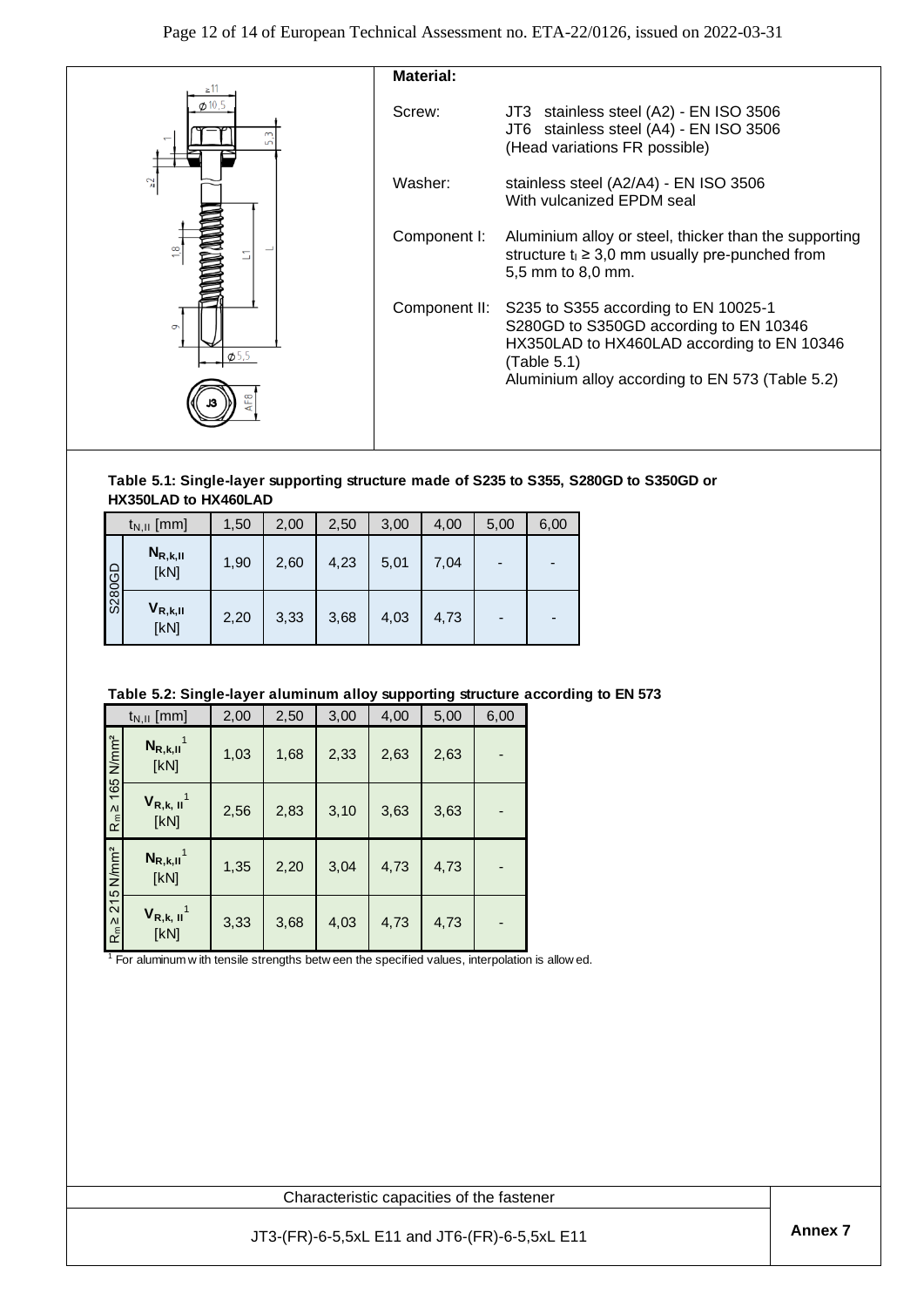**Material:**

| | |
|---|---|
| Screw: | JT3 stainless steel (A2) - EN ISO 3506<br>JT6 stainless steel (A4) - EN ISO 3506<br>(Head variations FR possible) |
| Washer: | stainless steel (A2/A4) - EN ISO 3506<br>With vulcanized EPDM seal |
| Component I: | Aluminium alloy or steel, thicker than the supporting structure $t_I \geq 3,0$ mm usually pre-punched from 5,5 mm to 8,0 mm. |
| Component II: | S235 to S355 according to EN 10025-1<br>S280GD to S350GD according to EN 10346<br>HX350LAD to HX460LAD according to EN 10346 (Table 5.1)<br>Aluminium alloy according to EN 573 (Table 5.2) |

**Table 5.1: Single-layer supporting structure made of S235 to S355, S280GD to S350GD or HX350LAD to HX460LAD**

| | $t_{N,II}$ [mm] | 1,50 | 2,00 | 2,50 | 3,00 | 4,00 | 5,00 | 6,00 |
|---|---|---|---|---|---|---|---|---|
| S280GD | $N_{R,k,II}$ [kN] | 1,90 | 2,60 | 4,23 | 5,01 | 7,04 | - | - |
| | $V_{R,k,II}$ [kN] | 2,20 | 3,33 | 3,68 | 4,03 | 4,73 | - | - |

**Table 5.2: Single-layer aluminum alloy supporting structure according to EN 573**

| | $t_{N,II}$ [mm] | 2,00 | 2,50 | 3,00 | 4,00 | 5,00 | 6,00 |
|---|---|---|---|---|---|---|---|
| $R_m \geq 165$ N/mm² | $N_{R,k,II}$ [1] [kN] | 1,03 | 1,68 | 2,33 | 2,63 | 2,63 | - |
| | $V_{R,k,II}$ [1] [kN] | 2,56 | 2,83 | 3,10 | 3,63 | 3,63 | - |
| $R_m \geq 215$ N/mm² | $N_{R,k,II}$ [1] [kN] | 1,35 | 2,20 | 3,04 | 4,73 | 4,73 | - |
| | $V_{R,k,II}$ [1] [kN] | 3,33 | 3,68 | 4,03 | 4,73 | 4,73 | - |

[1] For aluminum with tensile strengths between the specified values, interpolation is allowed.

| Characteristic capacities of the fastener | |
|---|---|
| JT3-(FR)-6-5,5xL E11 and JT6-(FR)-6-5,5xL E11 | **Annex 7** |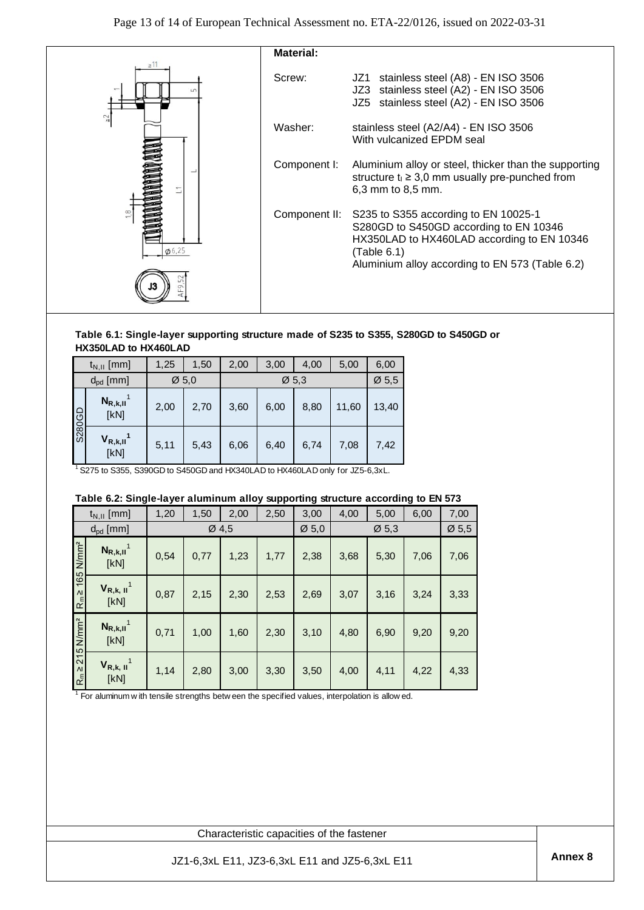**Material:**

| | |
|---|---|
| Screw: | JZ1 stainless steel (A8) - EN ISO 3506<br>JZ3 stainless steel (A2) - EN ISO 3506<br>JZ5 stainless steel (A2) - EN ISO 3506 |
| Washer: | stainless steel (A2/A4) - EN ISO 3506<br>With vulcanized EPDM seal |
| Component I: | Aluminium alloy or steel, thicker than the supporting structure $t_I \geq 3,0$ mm usually pre-punched from 6,3 mm to 8,5 mm. |
| Component II: | S235 to S355 according to EN 10025-1<br>S280GD to S450GD according to EN 10346<br>HX350LAD to HX460LAD according to EN 10346 (Table 6.1)<br>Aluminium alloy according to EN 573 (Table 6.2) |

**Table 6.1: Single-layer supporting structure made of S235 to S355, S280GD to S450GD or HX350LAD to HX460LAD**

| | $t_{N,II}$ [mm] | 1,25 | 1,50 | 2,00 | 3,00 | 4,00 | 5,00 | 6,00 |
|---|---|---|---|---|---|---|---|---|
| | $d_{pd}$ [mm] | Ø 5,0 | | Ø 5,3 | | | | Ø 5,5 |
| S280GD | $N_{R,k,II}$ [1] [kN] | 2,00 | 2,70 | 3,60 | 6,00 | 8,80 | 11,60 | 13,40 |
| | $V_{R,k,II}$ [1] [kN] | 5,11 | 5,43 | 6,06 | 6,40 | 6,74 | 7,08 | 7,42 |

[1] S275 to S355, S390GD to S450GD and HX340LAD to HX460LAD only for JZ5-6,3xL.

**Table 6.2: Single-layer aluminum alloy supporting structure according to EN 573**

| | $t_{N,II}$ [mm] | 1,20 | 1,50 | 2,00 | 2,50 | 3,00 | 4,00 | 5,00 | 6,00 | 7,00 |
|---|---|---|---|---|---|---|---|---|---|---|
| | $d_{pd}$ [mm] | Ø 4,5 | | | | Ø 5,0 | Ø 5,3 | | | Ø 5,5 |
| $R_m \geq 165$ N/mm² | $N_{R,k,II}$ [1] [kN] | 0,54 | 0,77 | 1,23 | 1,77 | 2,38 | 3,68 | 5,30 | 7,06 | 7,06 |
| | $V_{R,k,II}$ [1] [kN] | 0,87 | 2,15 | 2,30 | 2,53 | 2,69 | 3,07 | 3,16 | 3,24 | 3,33 |
| $R_m \geq 215$ N/mm² | $N_{R,k,II}$ [1] [kN] | 0,71 | 1,00 | 1,60 | 2,30 | 3,10 | 4,80 | 6,90 | 9,20 | 9,20 |
| | $V_{R,k,II}$ [1] [kN] | 1,14 | 2,80 | 3,00 | 3,30 | 3,50 | 4,00 | 4,11 | 4,22 | 4,33 |

[1] For aluminum with tensile strengths between the specified values, interpolation is allowed.

Characteristic capacities of the fastener

JZ1-6,3xL E11, JZ3-6,3xL E11 and JZ5-6,3xL E11

**Annex 8**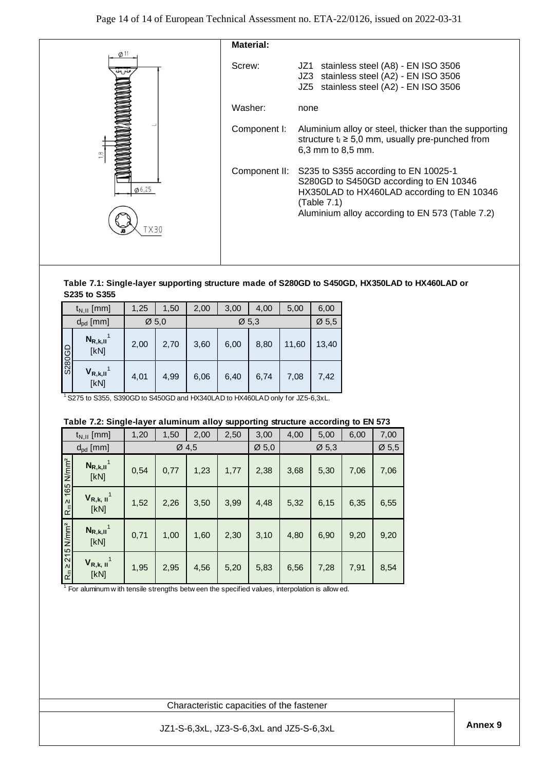Ø 11

L

1,8

Ø 6,25

TX30

**Material:**

| | |
|---|---|
| Screw: | JZ1 stainless steel (A8) - EN ISO 3506<br>JZ3 stainless steel (A2) - EN ISO 3506<br>JZ5 stainless steel (A2) - EN ISO 3506 |
| Washer: | none |
| Component I: | Aluminium alloy or steel, thicker than the supporting structure $t_I \geq 5{,}0$ mm, usually pre-punched from 6,3 mm to 8,5 mm. |
| Component II: | S235 to S355 according to EN 10025-1<br>S280GD to S450GD according to EN 10346<br>HX350LAD to HX460LAD according to EN 10346 (Table 7.1)<br>Aluminium alloy according to EN 573 (Table 7.2) |

**Table 7.1: Single-layer supporting structure made of S280GD to S450GD, HX350LAD to HX460LAD or S235 to S355**

| | $t_{N,II}$ [mm] | 1,25 | 1,50 | 2,00 | 3,00 | 4,00 | 5,00 | 6,00 |
|---|---|---|---|---|---|---|---|---|
| | $d_{pd}$ [mm] | Ø 5,0 | | Ø 5,3 | | | | Ø 5,5 |
| S280GD | $N_{R,k,II}$[1] [kN] | 2,00 | 2,70 | 3,60 | 6,00 | 8,80 | 11,60 | 13,40 |
| S280GD | $V_{R,k,II}$[1] [kN] | 4,01 | 4,99 | 6,06 | 6,40 | 6,74 | 7,08 | 7,42 |

[1] S275 to S355, S390GD to S450GD and HX340LAD to HX460LAD only for JZ5-6,3xL.

**Table 7.2: Single-layer aluminum alloy supporting structure according to EN 573**

| | $t_{N,II}$ [mm] | 1,20 | 1,50 | 2,00 | 2,50 | 3,00 | 4,00 | 5,00 | 6,00 | 7,00 |
|---|---|---|---|---|---|---|---|---|---|---|
| | $d_{pd}$ [mm] | Ø 4,5 | | | | Ø 5,0 | Ø 5,3 | | | Ø 5,5 |
| $R_m \geq 165$ N/mm² | $N_{R,k,II}$[1] [kN] | 0,54 | 0,77 | 1,23 | 1,77 | 2,38 | 3,68 | 5,30 | 7,06 | 7,06 |
| $R_m \geq 165$ N/mm² | $V_{R,k,II}$[1] [kN] | 1,52 | 2,26 | 3,50 | 3,99 | 4,48 | 5,32 | 6,15 | 6,35 | 6,55 |
| $R_m \geq 215$ N/mm² | $N_{R,k,II}$[1] [kN] | 0,71 | 1,00 | 1,60 | 2,30 | 3,10 | 4,80 | 6,90 | 9,20 | 9,20 |
| $R_m \geq 215$ N/mm² | $V_{R,k,II}$[1] [kN] | 1,95 | 2,95 | 4,56 | 5,20 | 5,83 | 6,56 | 7,28 | 7,91 | 8,54 |

[1] For aluminum with tensile strengths between the specified values, interpolation is allowed.

Characteristic capacities of the fastener

JZ1-S-6,3xL, JZ3-S-6,3xL and JZ5-S-6,3xL

**Annex 9**